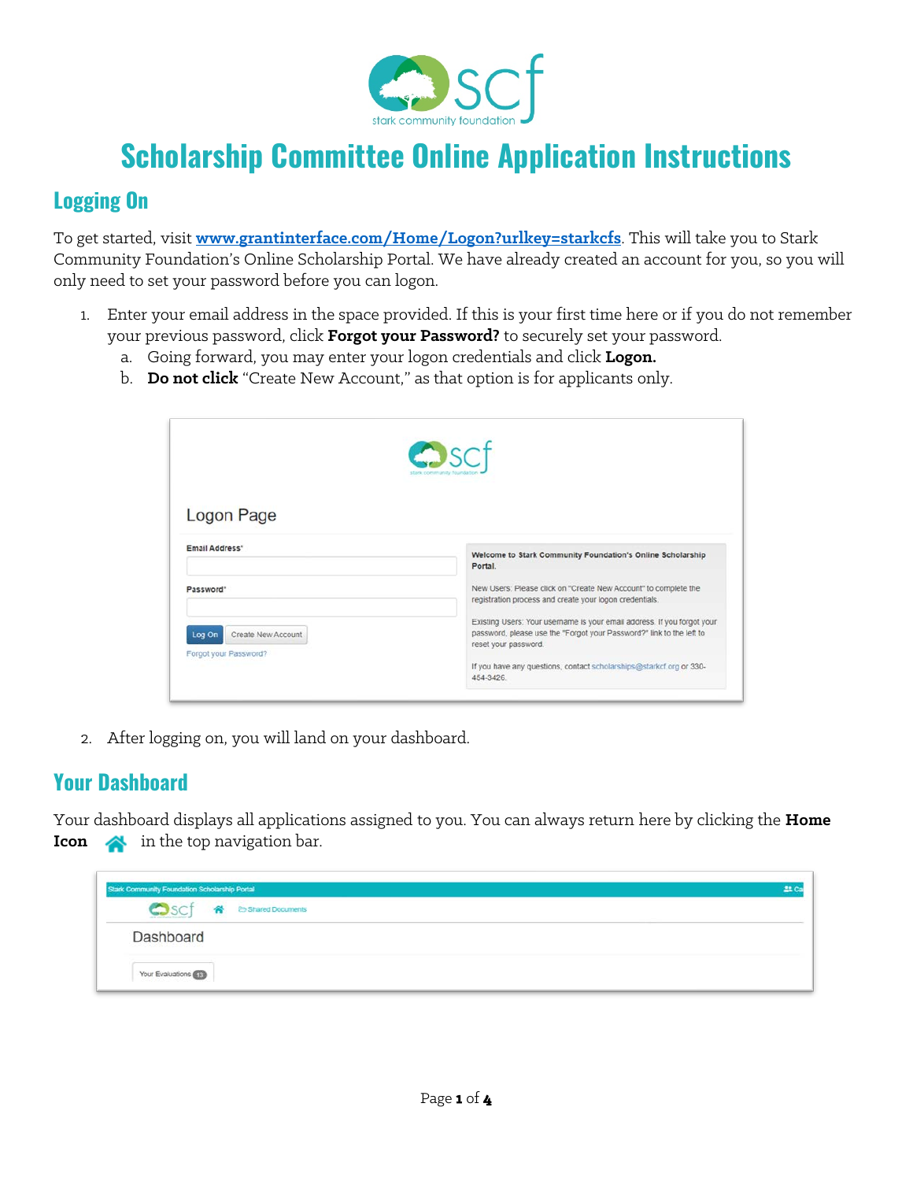# Scholarship Committee Online Application Instructions

## Logging On

To get started, visit **[www.grantinterface.com/Home/Logon?urlkey=starkcfs](http://www.grantinterface.com/Home/Logon?urlkey=starkcfs)**. This will take you to Stark Community Foundation's Online Scholarship Portal. We have already created an account for you, so you will only need to set your password before you can logon.

1. Enter your email address in the space provided. If this is your first time here or if you do not remember your previous password, click **Forgot your Password?** to securely set your password.
   a. Going forward, you may enter your logon credentials and click **Logon.**
   b. **Do not click** "Create New Account," as that option is for applicants only.

2. After logging on, you will land on your dashboard.

## Your Dashboard

Your dashboard displays all applications assigned to you. You can always return here by clicking the **Home Icon** in the top navigation bar.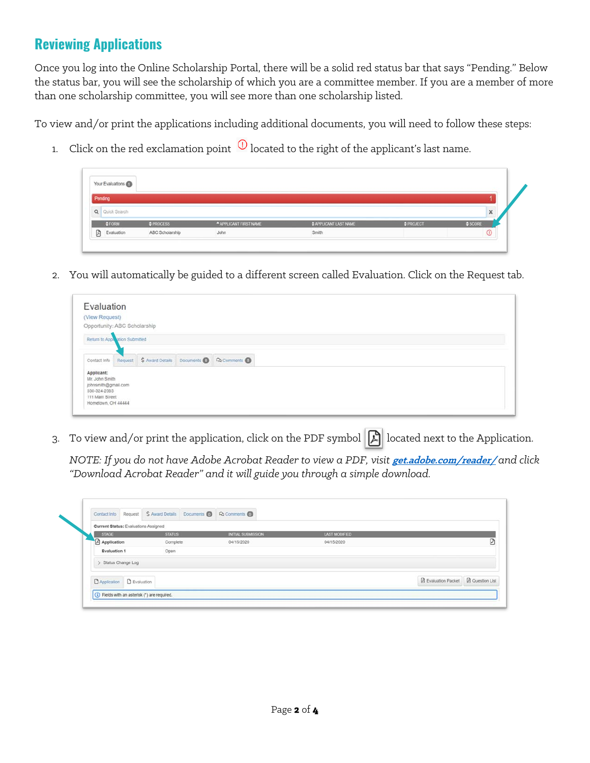## Reviewing Applications

Once you log into the Online Scholarship Portal, there will be a solid red status bar that says "Pending." Below the status bar, you will see the scholarship of which you are a committee member. If you are a member of more than one scholarship committee, you will see more than one scholarship listed.

To view and/or print the applications including additional documents, you will need to follow these steps:

1. Click on the red exclamation point located to the right of the applicant's last name.

2. You will automatically be guided to a different screen called Evaluation. Click on the Request tab.

3. To view and/or print the application, click on the PDF symbol located next to the Application.

   *NOTE: If you do not have Adobe Acrobat Reader to view a PDF, visit [get.adobe.com/reader/](get.adobe.com/reader/) and click "Download Acrobat Reader" and it will guide you through a simple download.*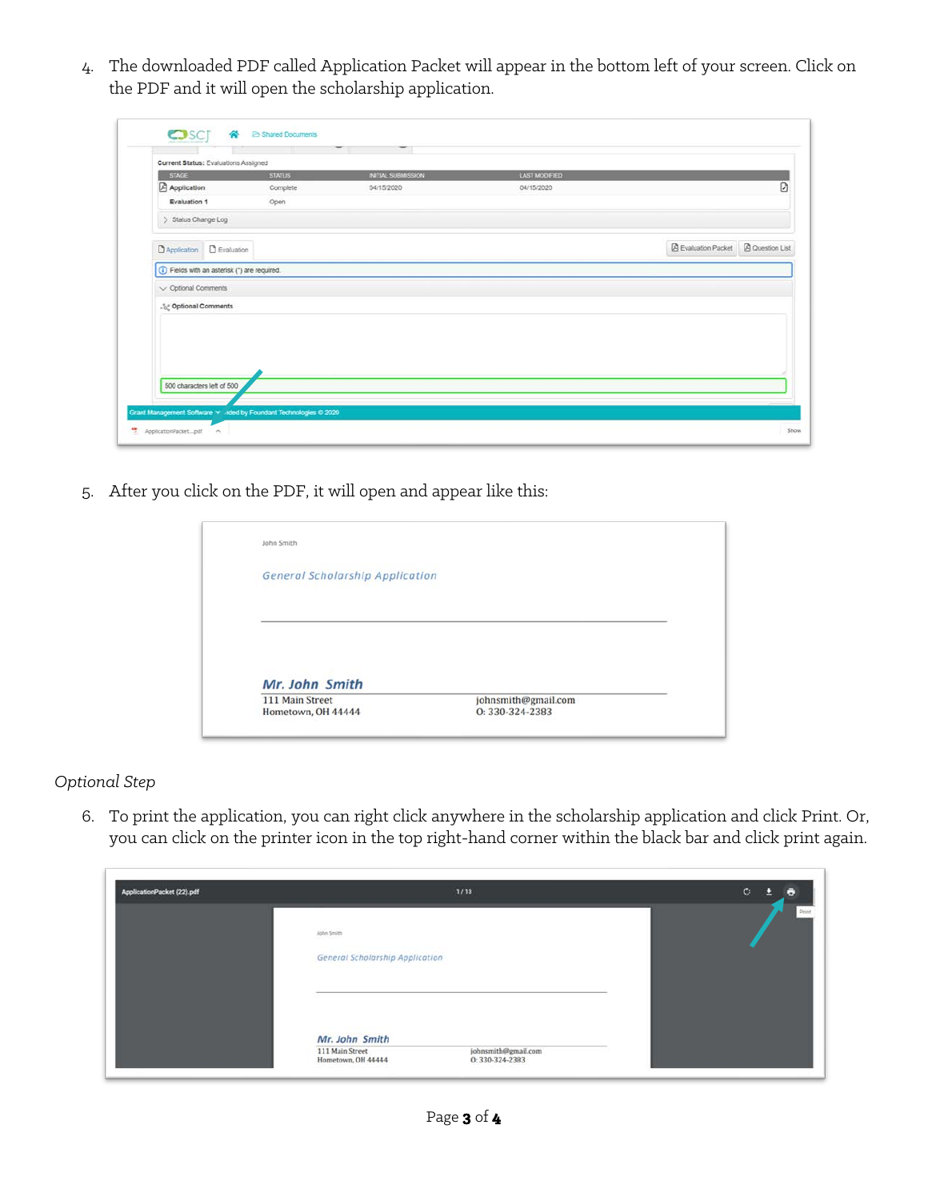4. The downloaded PDF called Application Packet will appear in the bottom left of your screen. Click on the PDF and it will open the scholarship application.

5. After you click on the PDF, it will open and appear like this:

*Optional Step*

6. To print the application, you can right click anywhere in the scholarship application and click Print. Or, you can click on the printer icon in the top right-hand corner within the black bar and click print again.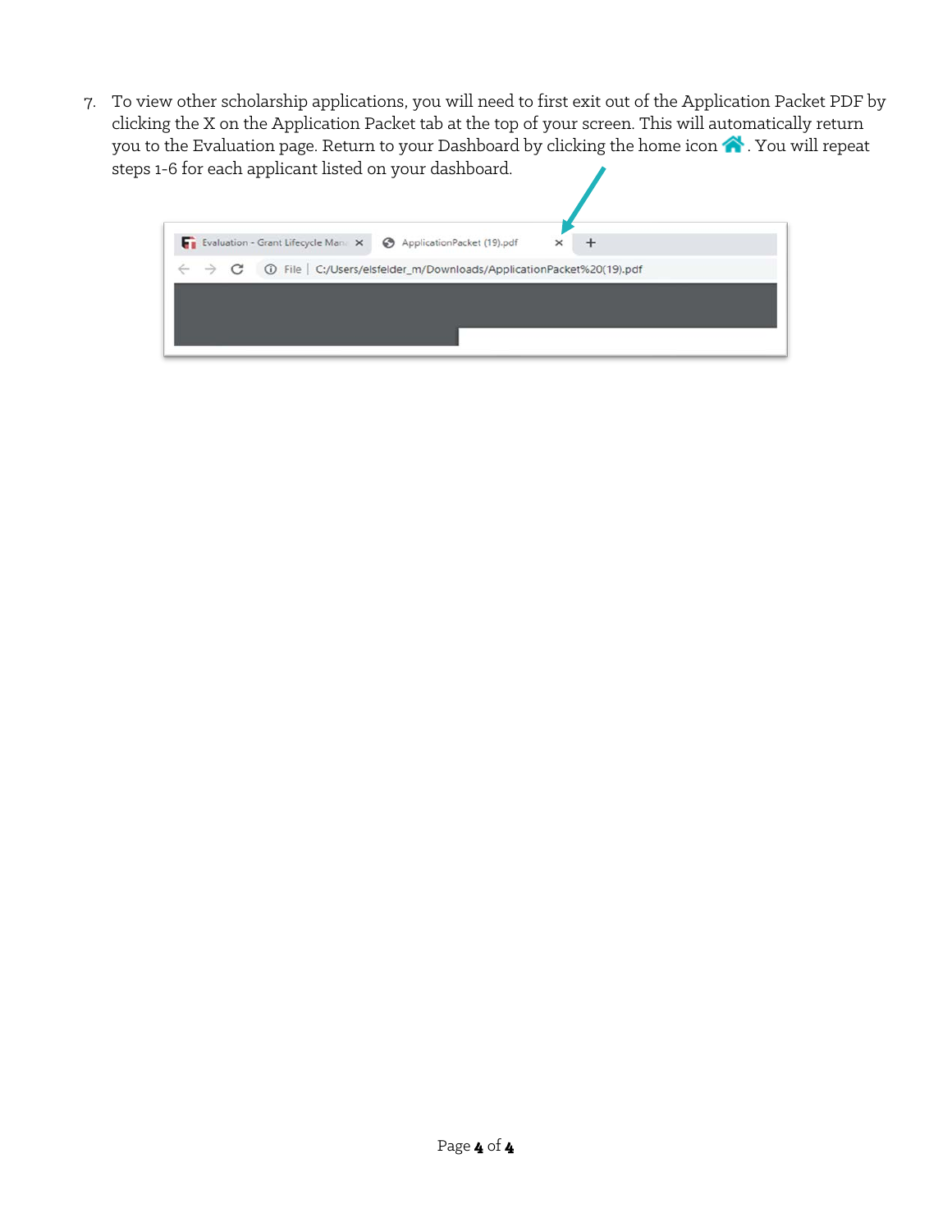7. To view other scholarship applications, you will need to first exit out of the Application Packet PDF by clicking the X on the Application Packet tab at the top of your screen. This will automatically return you to the Evaluation page. Return to your Dashboard by clicking the home icon. You will repeat steps 1-6 for each applicant listed on your dashboard.